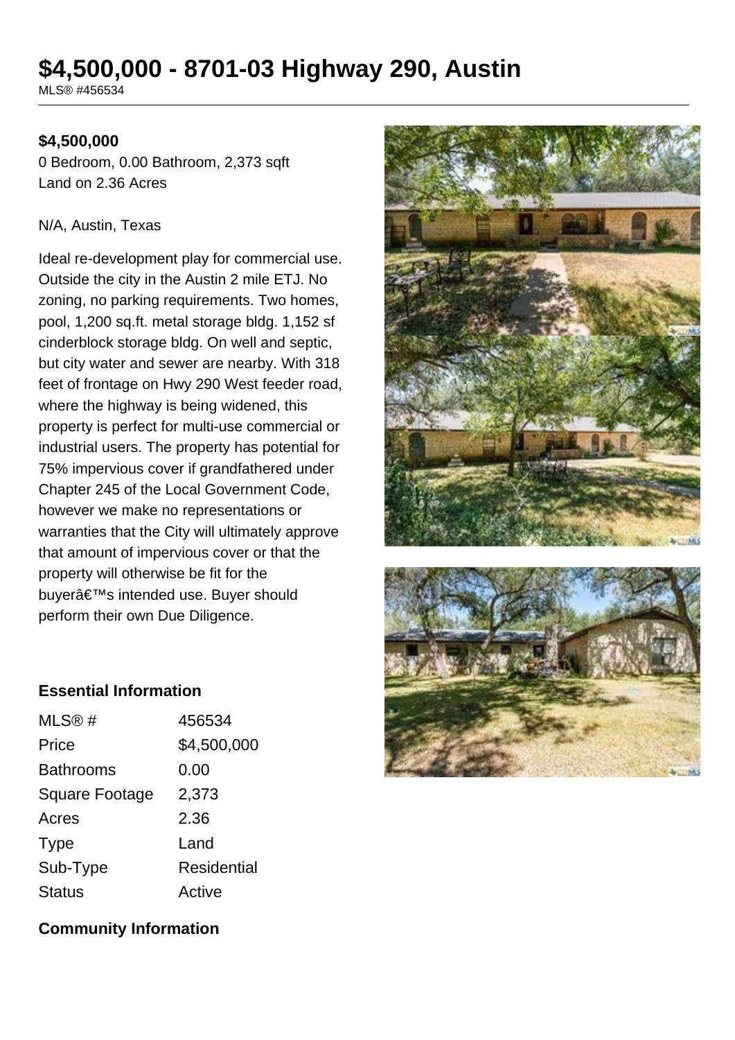# $4,500,000 - 8701-03 Highway 290, Austin

MLS® #456534

**$4,500,000**

0 Bedroom, 0.00 Bathroom, 2,373 sqft
Land on 2.36 Acres

N/A, Austin, Texas

Ideal re-development play for commercial use. Outside the city in the Austin 2 mile ETJ. No zoning, no parking requirements. Two homes, pool, 1,200 sq.ft. metal storage bldg. 1,152 sf cinderblock storage bldg. On well and septic, but city water and sewer are nearby. With 318 feet of frontage on Hwy 290 West feeder road, where the highway is being widened, this property is perfect for multi-use commercial or industrial users. The property has potential for 75% impervious cover if grandfathered under Chapter 245 of the Local Government Code, however we make no representations or warranties that the City will ultimately approve that amount of impervious cover or that the property will otherwise be fit for the buyerâ€™s intended use. Buyer should perform their own Due Diligence.

## Essential Information

| | |
|---|---|
| MLS® # | 456534 |
| Price | $4,500,000 |
| Bathrooms | 0.00 |
| Square Footage | 2,373 |
| Acres | 2.36 |
| Type | Land |
| Sub-Type | Residential |
| Status | Active |

## Community Information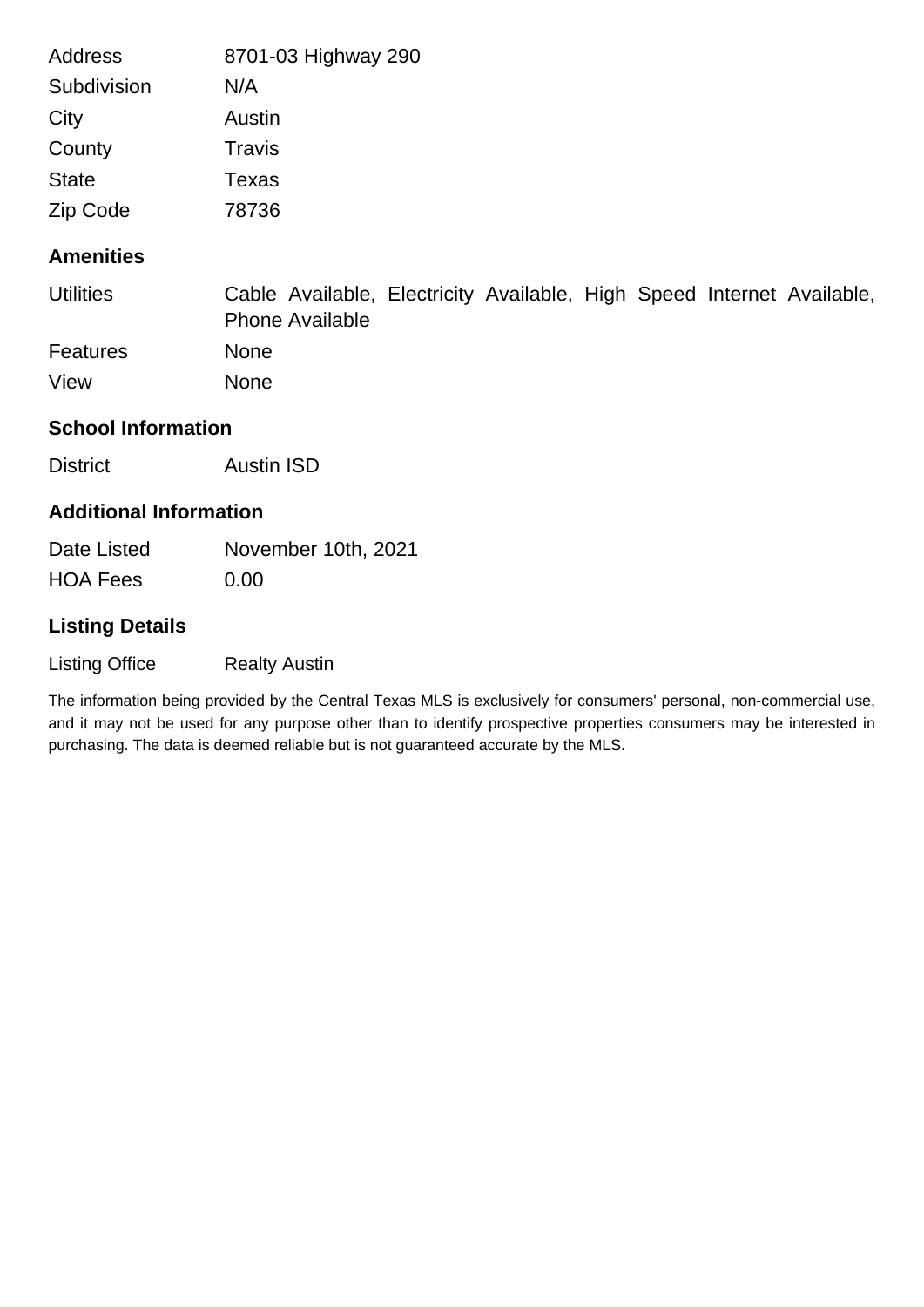| | |
|---|---|
| Address | 8701-03 Highway 290 |
| Subdivision | N/A |
| City | Austin |
| County | Travis |
| State | Texas |
| Zip Code | 78736 |

## Amenities

| | |
|---|---|
| Utilities | Cable Available, Electricity Available, High Speed Internet Available, Phone Available |
| Features | None |
| View | None |

## School Information

| | |
|---|---|
| District | Austin ISD |

## Additional Information

| | |
|---|---|
| Date Listed | November 10th, 2021 |
| HOA Fees | 0.00 |

## Listing Details

| | |
|---|---|
| Listing Office | Realty Austin |

The information being provided by the Central Texas MLS is exclusively for consumers' personal, non-commercial use, and it may not be used for any purpose other than to identify prospective properties consumers may be interested in purchasing. The data is deemed reliable but is not guaranteed accurate by the MLS.